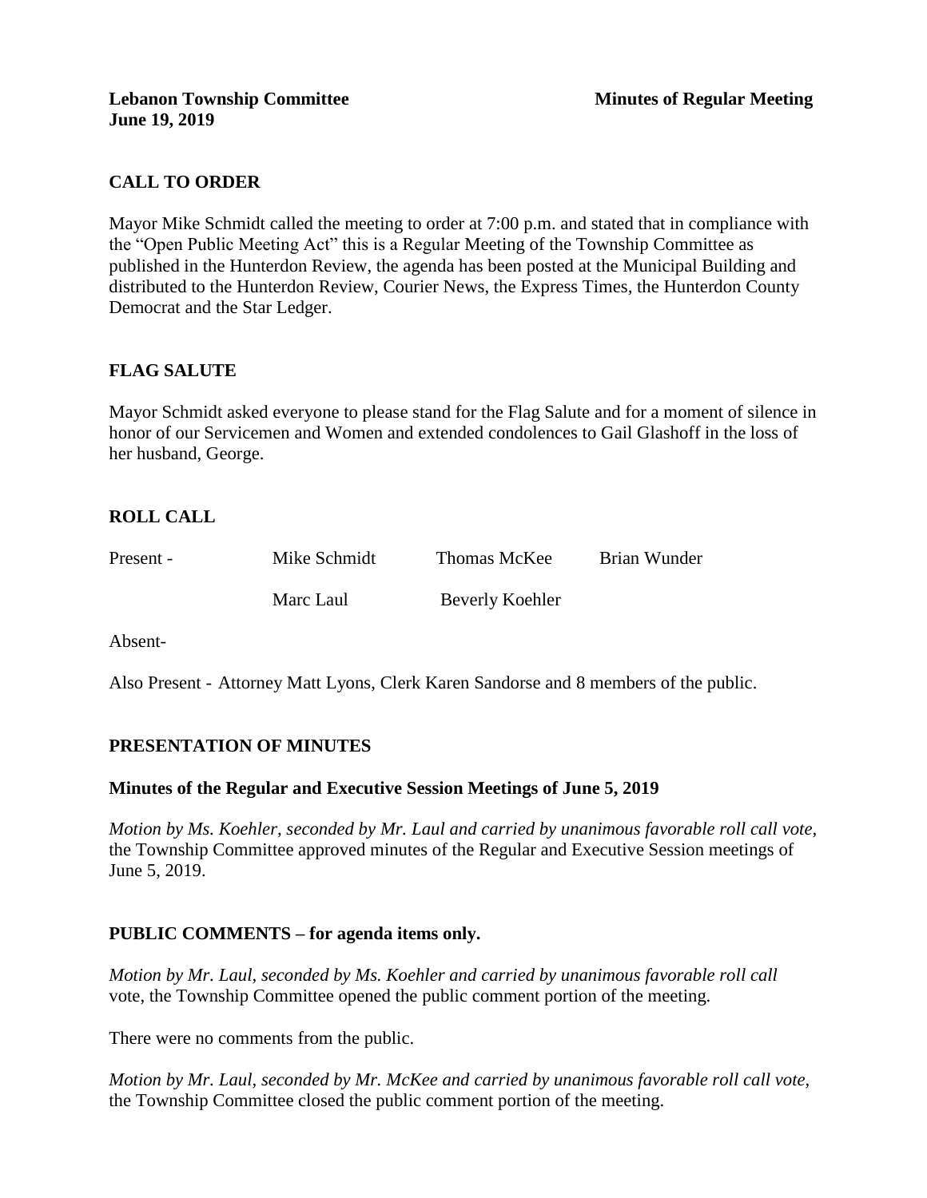**Lebanon Township Committee** **Minutes of Regular Meeting**
**June 19, 2019**

## CALL TO ORDER

Mayor Mike Schmidt called the meeting to order at 7:00 p.m. and stated that in compliance with the "Open Public Meeting Act" this is a Regular Meeting of the Township Committee as published in the Hunterdon Review, the agenda has been posted at the Municipal Building and distributed to the Hunterdon Review, Courier News, the Express Times, the Hunterdon County Democrat and the Star Ledger.

## FLAG SALUTE

Mayor Schmidt asked everyone to please stand for the Flag Salute and for a moment of silence in honor of our Servicemen and Women and extended condolences to Gail Glashoff in the loss of her husband, George.

## ROLL CALL

| | | | |
|---|---|---|---|
| Present - | Mike Schmidt | Thomas McKee | Brian Wunder |
| | Marc Laul | Beverly Koehler | |

Absent-

Also Present - Attorney Matt Lyons, Clerk Karen Sandorse and 8 members of the public.

## PRESENTATION OF MINUTES

### Minutes of the Regular and Executive Session Meetings of June 5, 2019

*Motion by Ms. Koehler, seconded by Mr. Laul and carried by unanimous favorable roll call vote,* the Township Committee approved minutes of the Regular and Executive Session meetings of June 5, 2019.

## PUBLIC COMMENTS – for agenda items only.

*Motion by Mr. Laul, seconded by Ms. Koehler and carried by unanimous favorable roll call* vote, the Township Committee opened the public comment portion of the meeting.

There were no comments from the public.

*Motion by Mr. Laul, seconded by Mr. McKee and carried by unanimous favorable roll call vote,* the Township Committee closed the public comment portion of the meeting.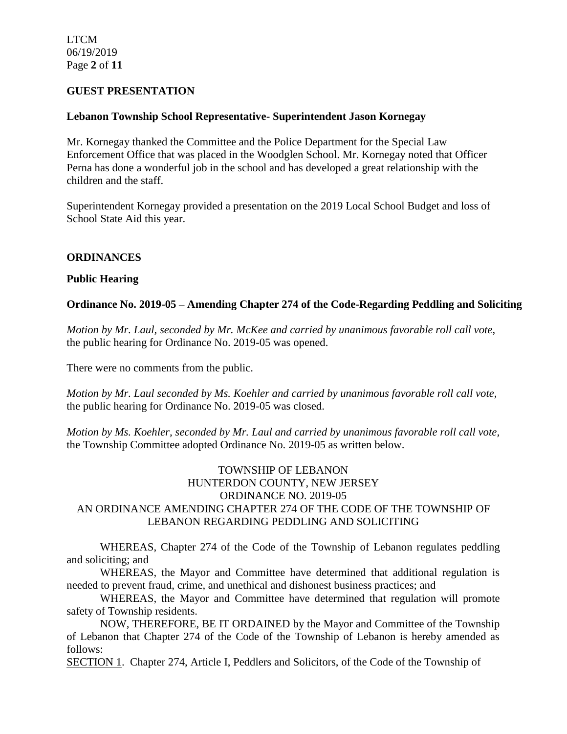## GUEST PRESENTATION

### Lebanon Township School Representative- Superintendent Jason Kornegay

Mr. Kornegay thanked the Committee and the Police Department for the Special Law Enforcement Office that was placed in the Woodglen School. Mr. Kornegay noted that Officer Perna has done a wonderful job in the school and has developed a great relationship with the children and the staff.

Superintendent Kornegay provided a presentation on the 2019 Local School Budget and loss of School State Aid this year.

## ORDINANCES

### Public Hearing

### Ordinance No. 2019-05 – Amending Chapter 274 of the Code-Regarding Peddling and Soliciting

*Motion by Mr. Laul, seconded by Mr. McKee and carried by unanimous favorable roll call vote*, the public hearing for Ordinance No. 2019-05 was opened.

There were no comments from the public.

*Motion by Mr. Laul seconded by Ms. Koehler and carried by unanimous favorable roll call vote,* the public hearing for Ordinance No. 2019-05 was closed.

*Motion by Ms. Koehler, seconded by Mr. Laul and carried by unanimous favorable roll call vote,* the Township Committee adopted Ordinance No. 2019-05 as written below.

TOWNSHIP OF LEBANON
HUNTERDON COUNTY, NEW JERSEY
ORDINANCE NO. 2019-05
AN ORDINANCE AMENDING CHAPTER 274 OF THE CODE OF THE TOWNSHIP OF LEBANON REGARDING PEDDLING AND SOLICITING

WHEREAS, Chapter 274 of the Code of the Township of Lebanon regulates peddling and soliciting; and

WHEREAS, the Mayor and Committee have determined that additional regulation is needed to prevent fraud, crime, and unethical and dishonest business practices; and

WHEREAS, the Mayor and Committee have determined that regulation will promote safety of Township residents.

NOW, THEREFORE, BE IT ORDAINED by the Mayor and Committee of the Township of Lebanon that Chapter 274 of the Code of the Township of Lebanon is hereby amended as follows:

SECTION 1. Chapter 274, Article I, Peddlers and Solicitors, of the Code of the Township of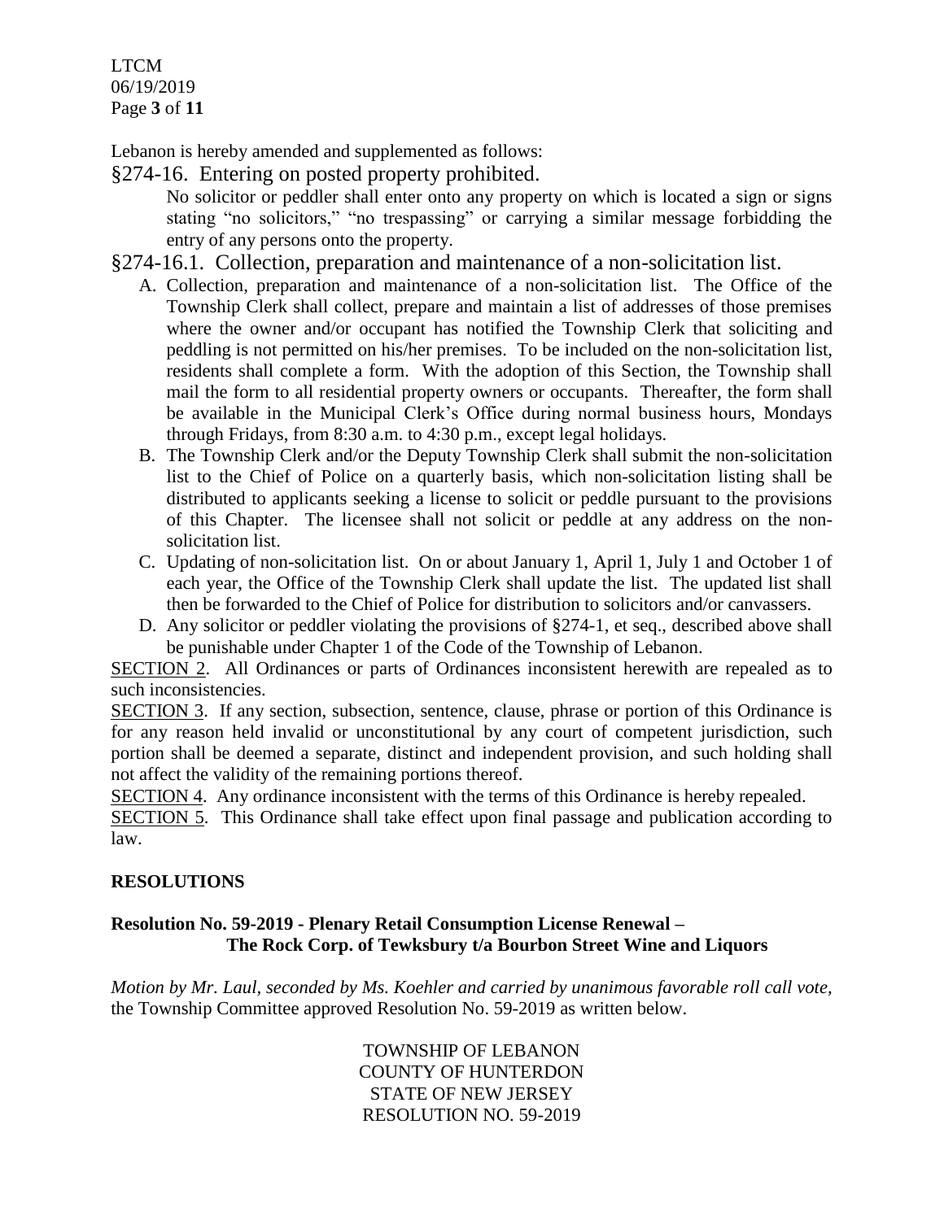Lebanon is hereby amended and supplemented as follows:

§274-16. Entering on posted property prohibited.

No solicitor or peddler shall enter onto any property on which is located a sign or signs stating "no solicitors," "no trespassing" or carrying a similar message forbidding the entry of any persons onto the property.

§274-16.1. Collection, preparation and maintenance of a non-solicitation list.

A. Collection, preparation and maintenance of a non-solicitation list. The Office of the Township Clerk shall collect, prepare and maintain a list of addresses of those premises where the owner and/or occupant has notified the Township Clerk that soliciting and peddling is not permitted on his/her premises. To be included on the non-solicitation list, residents shall complete a form. With the adoption of this Section, the Township shall mail the form to all residential property owners or occupants. Thereafter, the form shall be available in the Municipal Clerk's Office during normal business hours, Mondays through Fridays, from 8:30 a.m. to 4:30 p.m., except legal holidays.

B. The Township Clerk and/or the Deputy Township Clerk shall submit the non-solicitation list to the Chief of Police on a quarterly basis, which non-solicitation listing shall be distributed to applicants seeking a license to solicit or peddle pursuant to the provisions of this Chapter. The licensee shall not solicit or peddle at any address on the non-solicitation list.

C. Updating of non-solicitation list. On or about January 1, April 1, July 1 and October 1 of each year, the Office of the Township Clerk shall update the list. The updated list shall then be forwarded to the Chief of Police for distribution to solicitors and/or canvassers.

D. Any solicitor or peddler violating the provisions of §274-1, et seq., described above shall be punishable under Chapter 1 of the Code of the Township of Lebanon.

SECTION 2. All Ordinances or parts of Ordinances inconsistent herewith are repealed as to such inconsistencies.

SECTION 3. If any section, subsection, sentence, clause, phrase or portion of this Ordinance is for any reason held invalid or unconstitutional by any court of competent jurisdiction, such portion shall be deemed a separate, distinct and independent provision, and such holding shall not affect the validity of the remaining portions thereof.

SECTION 4. Any ordinance inconsistent with the terms of this Ordinance is hereby repealed.

SECTION 5. This Ordinance shall take effect upon final passage and publication according to law.

## RESOLUTIONS

**Resolution No. 59-2019 - Plenary Retail Consumption License Renewal – The Rock Corp. of Tewksbury t/a Bourbon Street Wine and Liquors**

*Motion by Mr. Laul, seconded by Ms. Koehler and carried by unanimous favorable roll call vote,* the Township Committee approved Resolution No. 59-2019 as written below.

TOWNSHIP OF LEBANON
COUNTY OF HUNTERDON
STATE OF NEW JERSEY
RESOLUTION NO. 59-2019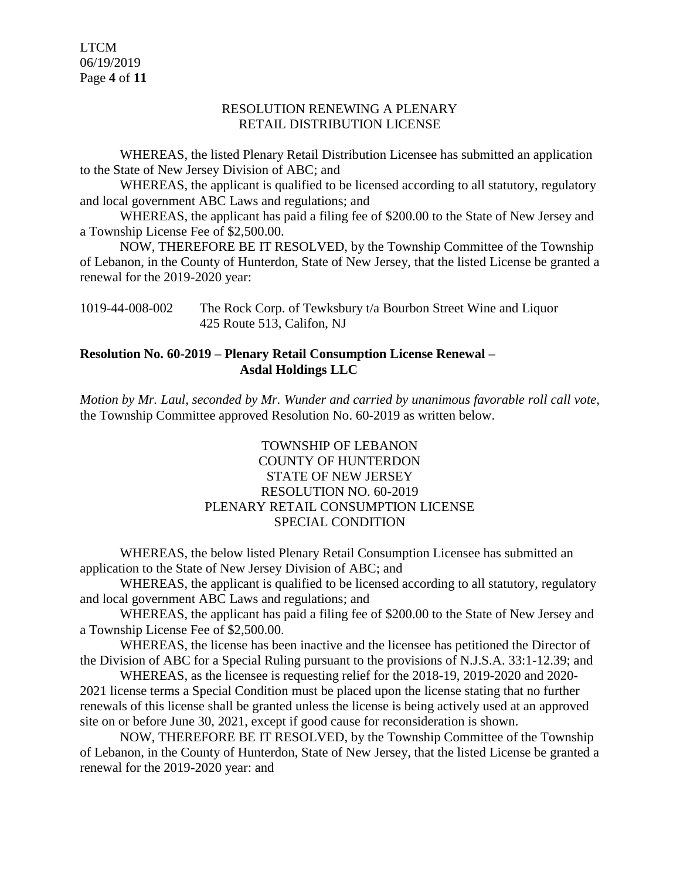RESOLUTION RENEWING A PLENARY RETAIL DISTRIBUTION LICENSE

WHEREAS, the listed Plenary Retail Distribution Licensee has submitted an application to the State of New Jersey Division of ABC; and

WHEREAS, the applicant is qualified to be licensed according to all statutory, regulatory and local government ABC Laws and regulations; and

WHEREAS, the applicant has paid a filing fee of $200.00 to the State of New Jersey and a Township License Fee of $2,500.00.

NOW, THEREFORE BE IT RESOLVED, by the Township Committee of the Township of Lebanon, in the County of Hunterdon, State of New Jersey, that the listed License be granted a renewal for the 2019-2020 year:

1019-44-008-002 The Rock Corp. of Tewksbury t/a Bourbon Street Wine and Liquor
425 Route 513, Califon, NJ

**Resolution No. 60-2019 – Plenary Retail Consumption License Renewal – Asdal Holdings LLC**

*Motion by Mr. Laul, seconded by Mr. Wunder and carried by unanimous favorable roll call vote,* the Township Committee approved Resolution No. 60-2019 as written below.

TOWNSHIP OF LEBANON
COUNTY OF HUNTERDON
STATE OF NEW JERSEY
RESOLUTION NO. 60-2019
PLENARY RETAIL CONSUMPTION LICENSE
SPECIAL CONDITION

WHEREAS, the below listed Plenary Retail Consumption Licensee has submitted an application to the State of New Jersey Division of ABC; and

WHEREAS, the applicant is qualified to be licensed according to all statutory, regulatory and local government ABC Laws and regulations; and

WHEREAS, the applicant has paid a filing fee of $200.00 to the State of New Jersey and a Township License Fee of $2,500.00.

WHEREAS, the license has been inactive and the licensee has petitioned the Director of the Division of ABC for a Special Ruling pursuant to the provisions of N.J.S.A. 33:1-12.39; and

WHEREAS, as the licensee is requesting relief for the 2018-19, 2019-2020 and 2020-2021 license terms a Special Condition must be placed upon the license stating that no further renewals of this license shall be granted unless the license is being actively used at an approved site on or before June 30, 2021, except if good cause for reconsideration is shown.

NOW, THEREFORE BE IT RESOLVED, by the Township Committee of the Township of Lebanon, in the County of Hunterdon, State of New Jersey, that the listed License be granted a renewal for the 2019-2020 year: and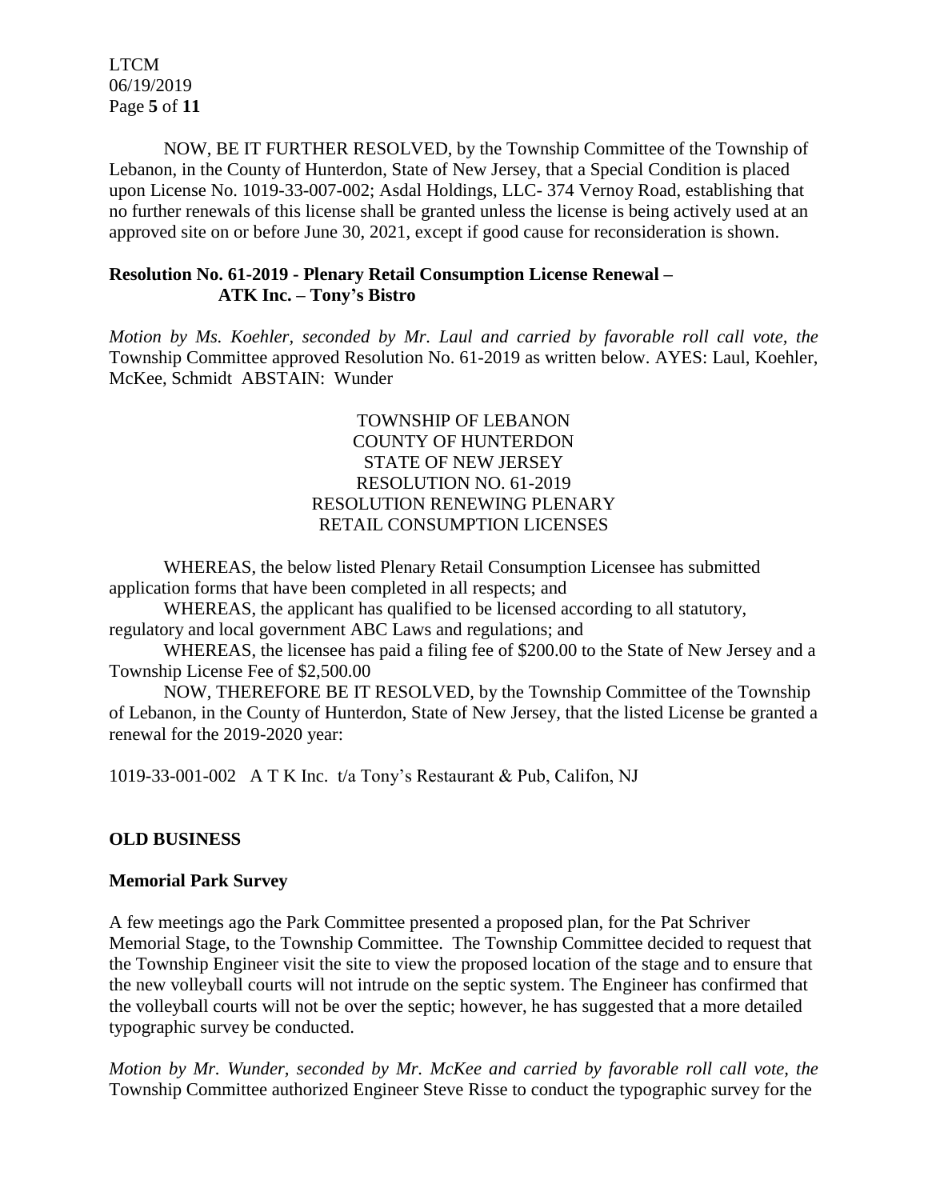NOW, BE IT FURTHER RESOLVED, by the Township Committee of the Township of Lebanon, in the County of Hunterdon, State of New Jersey, that a Special Condition is placed upon License No. 1019-33-007-002; Asdal Holdings, LLC- 374 Vernoy Road, establishing that no further renewals of this license shall be granted unless the license is being actively used at an approved site on or before June 30, 2021, except if good cause for reconsideration is shown.

**Resolution No. 61-2019 - Plenary Retail Consumption License Renewal – ATK Inc. – Tony's Bistro**

*Motion by Ms. Koehler, seconded by Mr. Laul and carried by favorable roll call vote, the* Township Committee approved Resolution No. 61-2019 as written below. AYES: Laul, Koehler, McKee, Schmidt ABSTAIN: Wunder

TOWNSHIP OF LEBANON
COUNTY OF HUNTERDON
STATE OF NEW JERSEY
RESOLUTION NO. 61-2019
RESOLUTION RENEWING PLENARY
RETAIL CONSUMPTION LICENSES

WHEREAS, the below listed Plenary Retail Consumption Licensee has submitted application forms that have been completed in all respects; and

WHEREAS, the applicant has qualified to be licensed according to all statutory, regulatory and local government ABC Laws and regulations; and

WHEREAS, the licensee has paid a filing fee of $200.00 to the State of New Jersey and a Township License Fee of $2,500.00

NOW, THEREFORE BE IT RESOLVED, by the Township Committee of the Township of Lebanon, in the County of Hunterdon, State of New Jersey, that the listed License be granted a renewal for the 2019-2020 year:

1019-33-001-002 A T K Inc. t/a Tony's Restaurant & Pub, Califon, NJ

## OLD BUSINESS

### Memorial Park Survey

A few meetings ago the Park Committee presented a proposed plan, for the Pat Schriver Memorial Stage, to the Township Committee. The Township Committee decided to request that the Township Engineer visit the site to view the proposed location of the stage and to ensure that the new volleyball courts will not intrude on the septic system. The Engineer has confirmed that the volleyball courts will not be over the septic; however, he has suggested that a more detailed typographic survey be conducted.

*Motion by Mr. Wunder, seconded by Mr. McKee and carried by favorable roll call vote, the* Township Committee authorized Engineer Steve Risse to conduct the typographic survey for the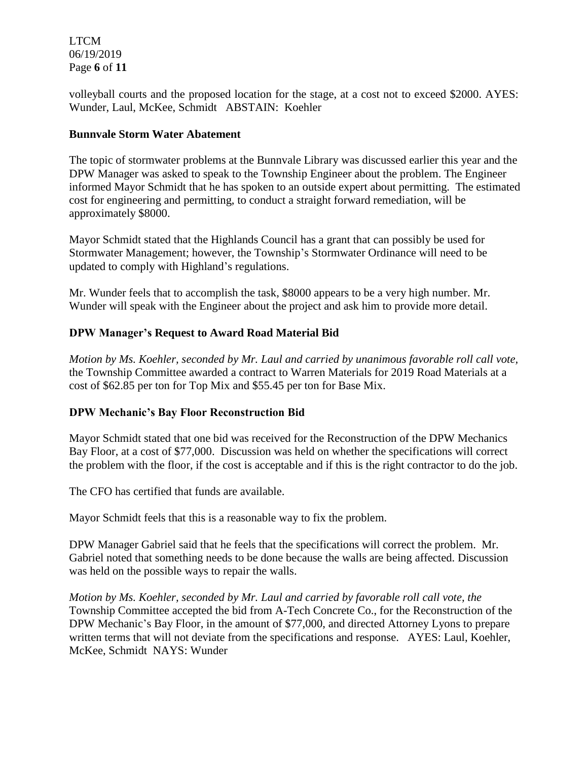volleyball courts and the proposed location for the stage, at a cost not to exceed $2000. AYES: Wunder, Laul, McKee, Schmidt ABSTAIN: Koehler

**Bunnvale Storm Water Abatement**

The topic of stormwater problems at the Bunnvale Library was discussed earlier this year and the DPW Manager was asked to speak to the Township Engineer about the problem. The Engineer informed Mayor Schmidt that he has spoken to an outside expert about permitting. The estimated cost for engineering and permitting, to conduct a straight forward remediation, will be approximately $8000.

Mayor Schmidt stated that the Highlands Council has a grant that can possibly be used for Stormwater Management; however, the Township's Stormwater Ordinance will need to be updated to comply with Highland's regulations.

Mr. Wunder feels that to accomplish the task, $8000 appears to be a very high number. Mr. Wunder will speak with the Engineer about the project and ask him to provide more detail.

**DPW Manager's Request to Award Road Material Bid**

*Motion by Ms. Koehler, seconded by Mr. Laul and carried by unanimous favorable roll call vote,* the Township Committee awarded a contract to Warren Materials for 2019 Road Materials at a cost of $62.85 per ton for Top Mix and $55.45 per ton for Base Mix.

**DPW Mechanic's Bay Floor Reconstruction Bid**

Mayor Schmidt stated that one bid was received for the Reconstruction of the DPW Mechanics Bay Floor, at a cost of $77,000. Discussion was held on whether the specifications will correct the problem with the floor, if the cost is acceptable and if this is the right contractor to do the job.

The CFO has certified that funds are available.

Mayor Schmidt feels that this is a reasonable way to fix the problem.

DPW Manager Gabriel said that he feels that the specifications will correct the problem. Mr. Gabriel noted that something needs to be done because the walls are being affected. Discussion was held on the possible ways to repair the walls.

*Motion by Ms. Koehler, seconded by Mr. Laul and carried by favorable roll call vote, the* Township Committee accepted the bid from A-Tech Concrete Co., for the Reconstruction of the DPW Mechanic's Bay Floor, in the amount of $77,000, and directed Attorney Lyons to prepare written terms that will not deviate from the specifications and response. AYES: Laul, Koehler, McKee, Schmidt NAYS: Wunder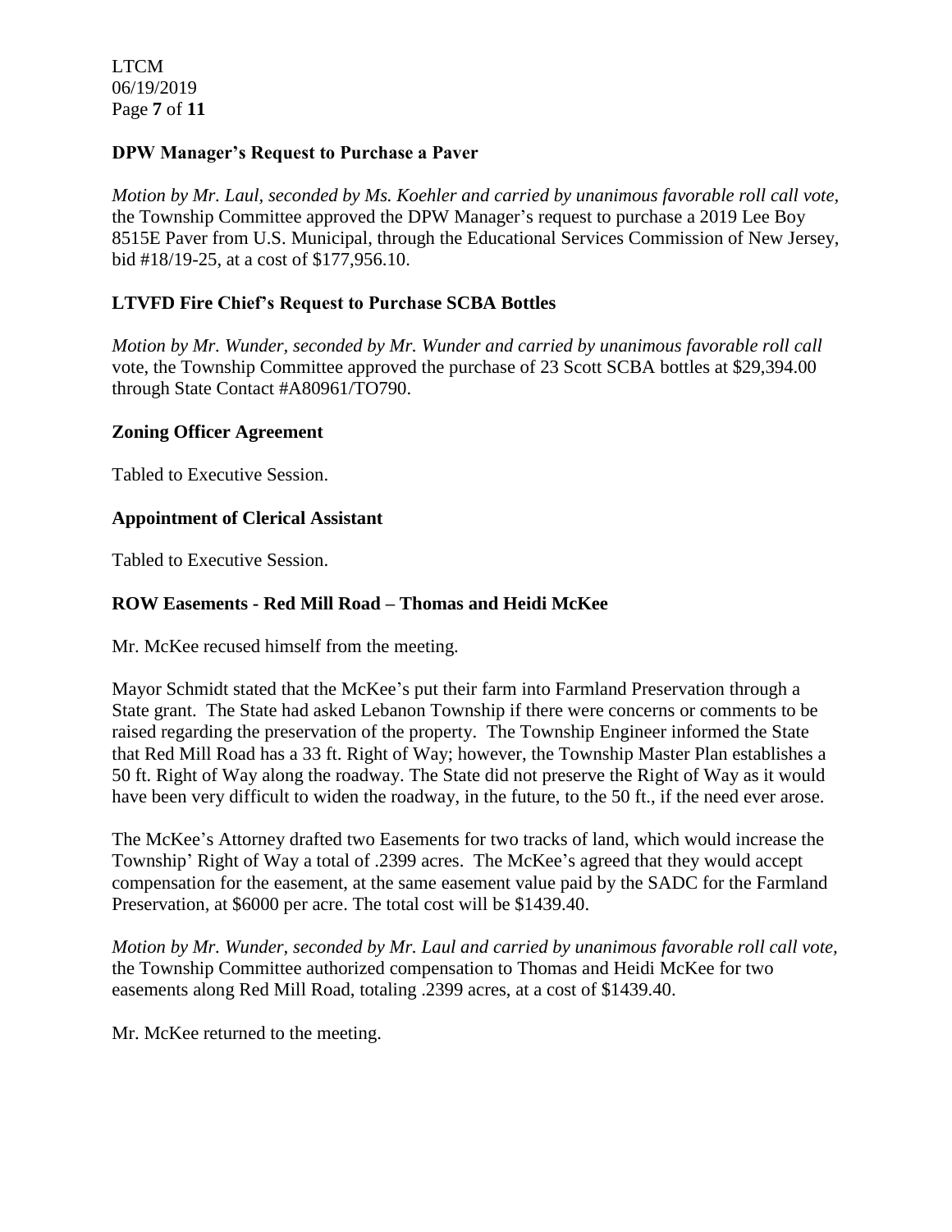### DPW Manager's Request to Purchase a Paver

*Motion by Mr. Laul, seconded by Ms. Koehler and carried by unanimous favorable roll call vote,* the Township Committee approved the DPW Manager's request to purchase a 2019 Lee Boy 8515E Paver from U.S. Municipal, through the Educational Services Commission of New Jersey, bid #18/19-25, at a cost of $177,956.10.

### LTVFD Fire Chief's Request to Purchase SCBA Bottles

*Motion by Mr. Wunder, seconded by Mr. Wunder and carried by unanimous favorable roll call* vote, the Township Committee approved the purchase of 23 Scott SCBA bottles at $29,394.00 through State Contact #A80961/TO790.

### Zoning Officer Agreement

Tabled to Executive Session.

### Appointment of Clerical Assistant

Tabled to Executive Session.

### ROW Easements - Red Mill Road – Thomas and Heidi McKee

Mr. McKee recused himself from the meeting.

Mayor Schmidt stated that the McKee's put their farm into Farmland Preservation through a State grant. The State had asked Lebanon Township if there were concerns or comments to be raised regarding the preservation of the property. The Township Engineer informed the State that Red Mill Road has a 33 ft. Right of Way; however, the Township Master Plan establishes a 50 ft. Right of Way along the roadway. The State did not preserve the Right of Way as it would have been very difficult to widen the roadway, in the future, to the 50 ft., if the need ever arose.

The McKee's Attorney drafted two Easements for two tracks of land, which would increase the Township' Right of Way a total of .2399 acres. The McKee's agreed that they would accept compensation for the easement, at the same easement value paid by the SADC for the Farmland Preservation, at $6000 per acre. The total cost will be $1439.40.

*Motion by Mr. Wunder, seconded by Mr. Laul and carried by unanimous favorable roll call vote,* the Township Committee authorized compensation to Thomas and Heidi McKee for two easements along Red Mill Road, totaling .2399 acres, at a cost of $1439.40.

Mr. McKee returned to the meeting.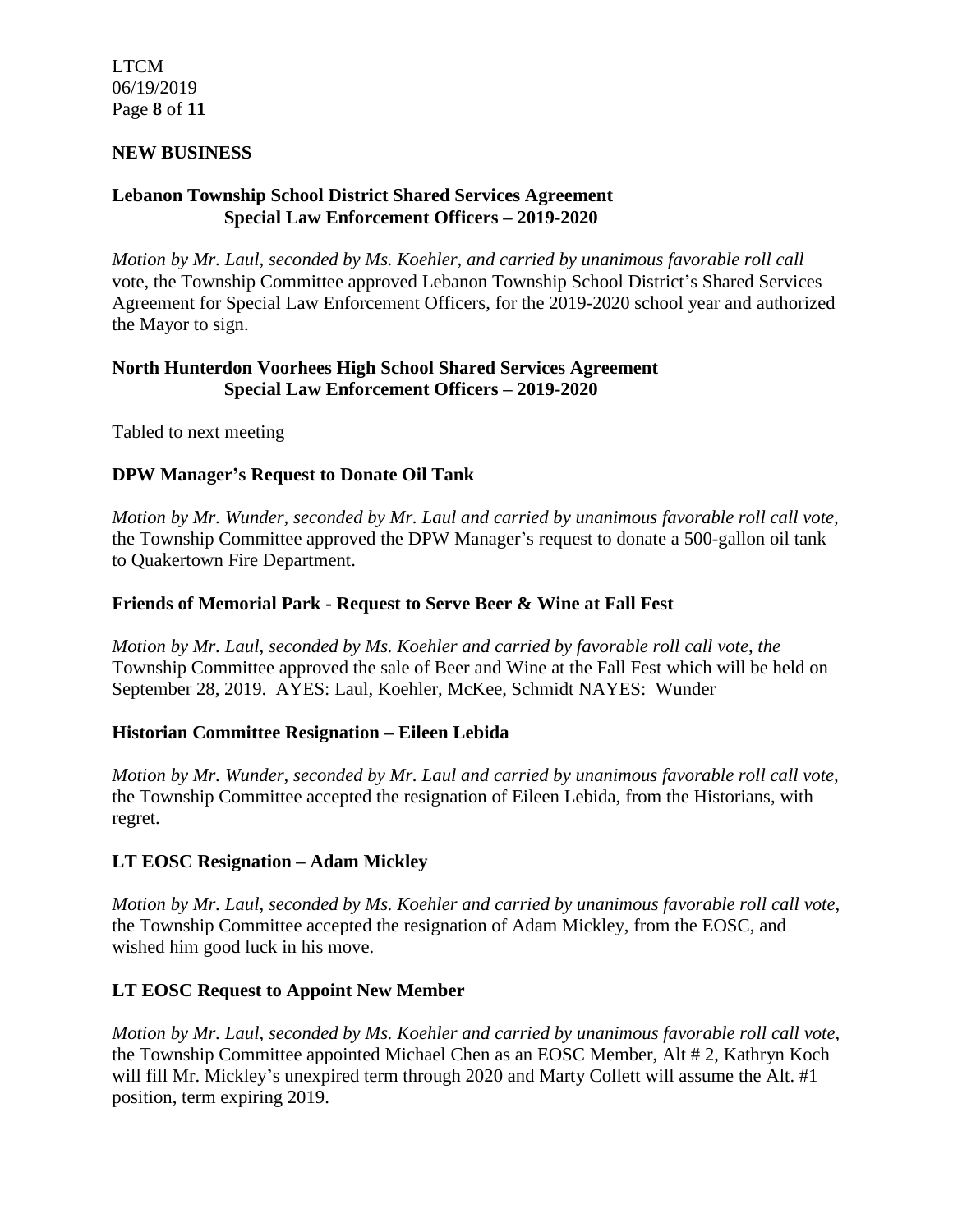## NEW BUSINESS

### Lebanon Township School District Shared Services Agreement Special Law Enforcement Officers – 2019-2020

*Motion by Mr. Laul, seconded by Ms. Koehler, and carried by unanimous favorable roll call* vote, the Township Committee approved Lebanon Township School District's Shared Services Agreement for Special Law Enforcement Officers, for the 2019-2020 school year and authorized the Mayor to sign.

### North Hunterdon Voorhees High School Shared Services Agreement Special Law Enforcement Officers – 2019-2020

Tabled to next meeting

### DPW Manager's Request to Donate Oil Tank

*Motion by Mr. Wunder, seconded by Mr. Laul and carried by unanimous favorable roll call vote,* the Township Committee approved the DPW Manager's request to donate a 500-gallon oil tank to Quakertown Fire Department.

### Friends of Memorial Park - Request to Serve Beer & Wine at Fall Fest

*Motion by Mr. Laul, seconded by Ms. Koehler and carried by favorable roll call vote, the* Township Committee approved the sale of Beer and Wine at the Fall Fest which will be held on September 28, 2019. AYES: Laul, Koehler, McKee, Schmidt NAYES: Wunder

### Historian Committee Resignation – Eileen Lebida

*Motion by Mr. Wunder, seconded by Mr. Laul and carried by unanimous favorable roll call vote,* the Township Committee accepted the resignation of Eileen Lebida, from the Historians, with regret.

### LT EOSC Resignation – Adam Mickley

*Motion by Mr. Laul, seconded by Ms. Koehler and carried by unanimous favorable roll call vote,* the Township Committee accepted the resignation of Adam Mickley, from the EOSC, and wished him good luck in his move.

### LT EOSC Request to Appoint New Member

*Motion by Mr. Laul, seconded by Ms. Koehler and carried by unanimous favorable roll call vote,* the Township Committee appointed Michael Chen as an EOSC Member, Alt # 2, Kathryn Koch will fill Mr. Mickley's unexpired term through 2020 and Marty Collett will assume the Alt. #1 position, term expiring 2019.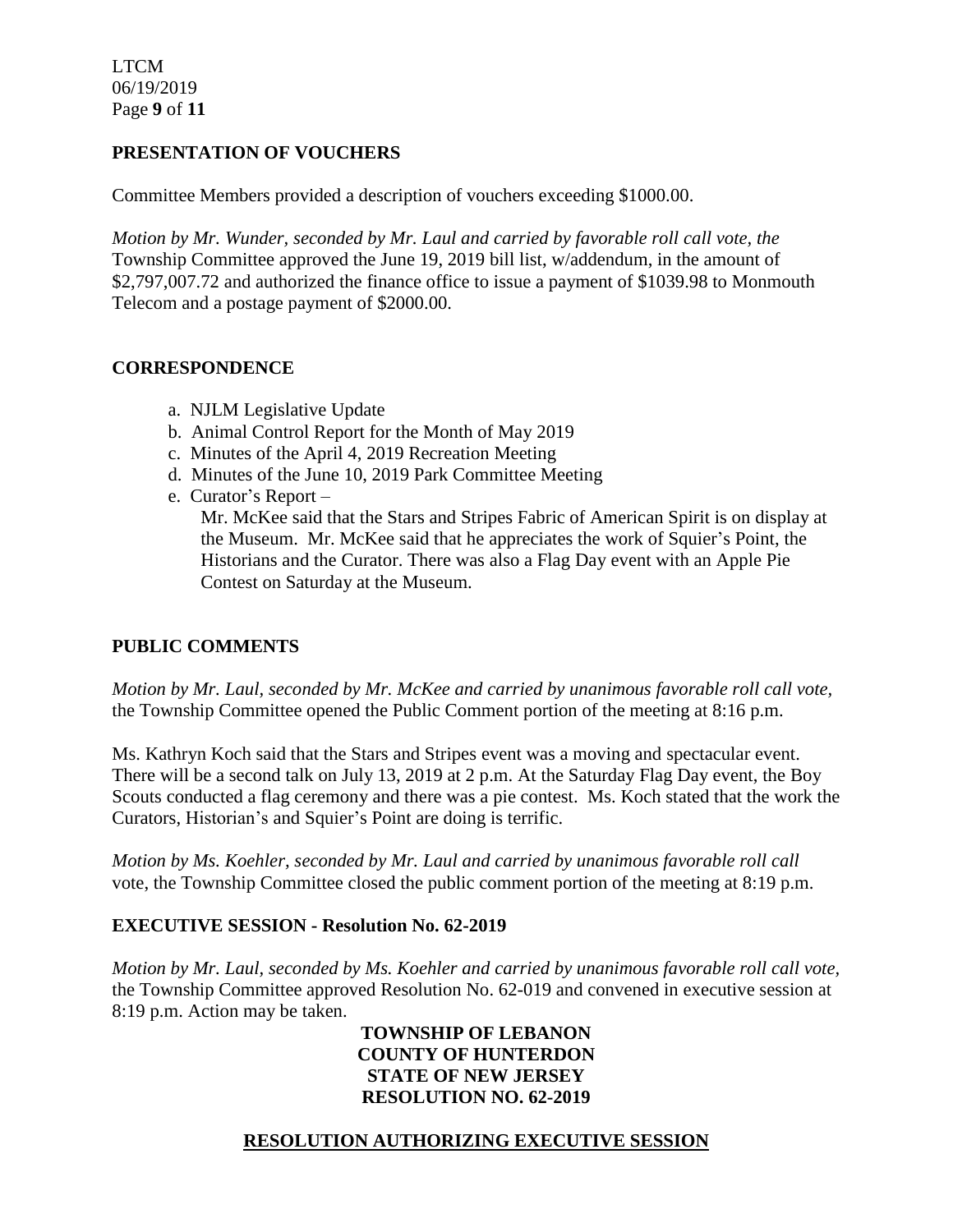## PRESENTATION OF VOUCHERS

Committee Members provided a description of vouchers exceeding $1000.00.

*Motion by Mr. Wunder, seconded by Mr. Laul and carried by favorable roll call vote, the* Township Committee approved the June 19, 2019 bill list, w/addendum, in the amount of $2,797,007.72 and authorized the finance office to issue a payment of $1039.98 to Monmouth Telecom and a postage payment of $2000.00.

## CORRESPONDENCE

a. NJLM Legislative Update
b. Animal Control Report for the Month of May 2019
c. Minutes of the April 4, 2019 Recreation Meeting
d. Minutes of the June 10, 2019 Park Committee Meeting
e. Curator's Report –

   Mr. McKee said that the Stars and Stripes Fabric of American Spirit is on display at the Museum. Mr. McKee said that he appreciates the work of Squier's Point, the Historians and the Curator. There was also a Flag Day event with an Apple Pie Contest on Saturday at the Museum.

## PUBLIC COMMENTS

*Motion by Mr. Laul, seconded by Mr. McKee and carried by unanimous favorable roll call vote,* the Township Committee opened the Public Comment portion of the meeting at 8:16 p.m.

Ms. Kathryn Koch said that the Stars and Stripes event was a moving and spectacular event. There will be a second talk on July 13, 2019 at 2 p.m. At the Saturday Flag Day event, the Boy Scouts conducted a flag ceremony and there was a pie contest. Ms. Koch stated that the work the Curators, Historian's and Squier's Point are doing is terrific.

*Motion by Ms. Koehler, seconded by Mr. Laul and carried by unanimous favorable roll call* vote, the Township Committee closed the public comment portion of the meeting at 8:19 p.m.

## EXECUTIVE SESSION - Resolution No. 62-2019

*Motion by Mr. Laul, seconded by Ms. Koehler and carried by unanimous favorable roll call vote,* the Township Committee approved Resolution No. 62-019 and convened in executive session at 8:19 p.m. Action may be taken.

**TOWNSHIP OF LEBANON**
**COUNTY OF HUNTERDON**
**STATE OF NEW JERSEY**
**RESOLUTION NO. 62-2019**

**RESOLUTION AUTHORIZING EXECUTIVE SESSION**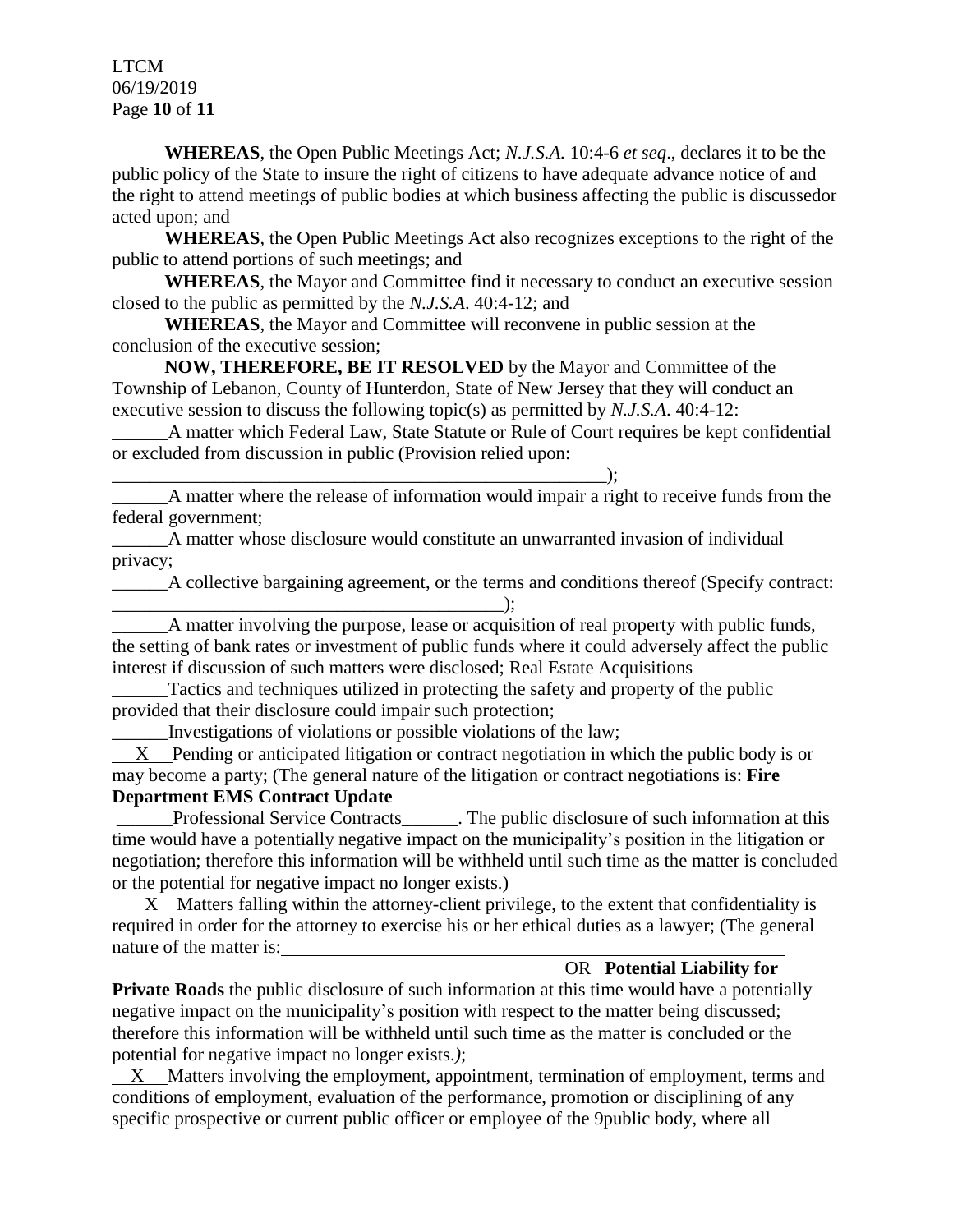**WHEREAS**, the Open Public Meetings Act; *N.J.S.A.* 10:4-6 *et seq*., declares it to be the public policy of the State to insure the right of citizens to have adequate advance notice of and the right to attend meetings of public bodies at which business affecting the public is discussedor acted upon; and

**WHEREAS**, the Open Public Meetings Act also recognizes exceptions to the right of the public to attend portions of such meetings; and

**WHEREAS**, the Mayor and Committee find it necessary to conduct an executive session closed to the public as permitted by the *N.J.S.A*. 40:4-12; and

**WHEREAS**, the Mayor and Committee will reconvene in public session at the conclusion of the executive session;

**NOW, THEREFORE, BE IT RESOLVED** by the Mayor and Committee of the Township of Lebanon, County of Hunterdon, State of New Jersey that they will conduct an executive session to discuss the following topic(s) as permitted by *N.J.S.A*. 40:4-12:

______A matter which Federal Law, State Statute or Rule of Court requires be kept confidential or excluded from discussion in public (Provision relied upon: ________________________________________________________);

______A matter where the release of information would impair a right to receive funds from the federal government;

______A matter whose disclosure would constitute an unwarranted invasion of individual privacy;

______A collective bargaining agreement, or the terms and conditions thereof (Specify contract: ____________________________________________);

______A matter involving the purpose, lease or acquisition of real property with public funds, the setting of bank rates or investment of public funds where it could adversely affect the public interest if discussion of such matters were disclosed; Real Estate Acquisitions

______Tactics and techniques utilized in protecting the safety and property of the public provided that their disclosure could impair such protection;

______Investigations of violations or possible violations of the law;

__X__Pending or anticipated litigation or contract negotiation in which the public body is or may become a party; (The general nature of the litigation or contract negotiations is: **Fire Department EMS Contract Update**

______Professional Service Contracts______. The public disclosure of such information at this time would have a potentially negative impact on the municipality's position in the litigation or negotiation; therefore this information will be withheld until such time as the matter is concluded or the potential for negative impact no longer exists.)

__X__Matters falling within the attorney-client privilege, to the extent that confidentiality is required in order for the attorney to exercise his or her ethical duties as a lawyer; (The general nature of the matter is: ________________________________________________ OR **Potential Liability for Private Roads** the public disclosure of such information at this time would have a potentially negative impact on the municipality's position with respect to the matter being discussed; therefore this information will be withheld until such time as the matter is concluded or the potential for negative impact no longer exists.*)*;

__X__Matters involving the employment, appointment, termination of employment, terms and conditions of employment, evaluation of the performance, promotion or disciplining of any specific prospective or current public officer or employee of the 9public body, where all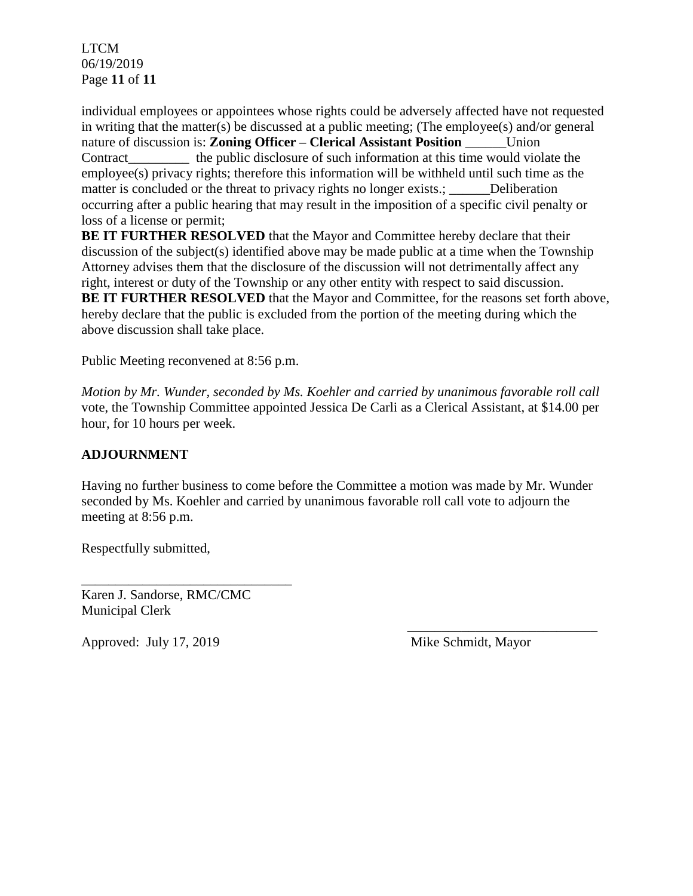individual employees or appointees whose rights could be adversely affected have not requested in writing that the matter(s) be discussed at a public meeting; (The employee(s) and/or general nature of discussion is: **Zoning Officer – Clerical Assistant Position** ______Union Contract_________ the public disclosure of such information at this time would violate the employee(s) privacy rights; therefore this information will be withheld until such time as the matter is concluded or the threat to privacy rights no longer exists.; ______Deliberation occurring after a public hearing that may result in the imposition of a specific civil penalty or loss of a license or permit;

**BE IT FURTHER RESOLVED** that the Mayor and Committee hereby declare that their discussion of the subject(s) identified above may be made public at a time when the Township Attorney advises them that the disclosure of the discussion will not detrimentally affect any right, interest or duty of the Township or any other entity with respect to said discussion.

**BE IT FURTHER RESOLVED** that the Mayor and Committee, for the reasons set forth above, hereby declare that the public is excluded from the portion of the meeting during which the above discussion shall take place.

Public Meeting reconvened at 8:56 p.m.

*Motion by Mr. Wunder, seconded by Ms. Koehler and carried by unanimous favorable roll call* vote, the Township Committee appointed Jessica De Carli as a Clerical Assistant, at $14.00 per hour, for 10 hours per week.

## ADJOURNMENT

Having no further business to come before the Committee a motion was made by Mr. Wunder seconded by Ms. Koehler and carried by unanimous favorable roll call vote to adjourn the meeting at 8:56 p.m.

Respectfully submitted,

_______________________________
Karen J. Sandorse, RMC/CMC
Municipal Clerk

Approved: July 17, 2019

_____________________________
Mike Schmidt, Mayor